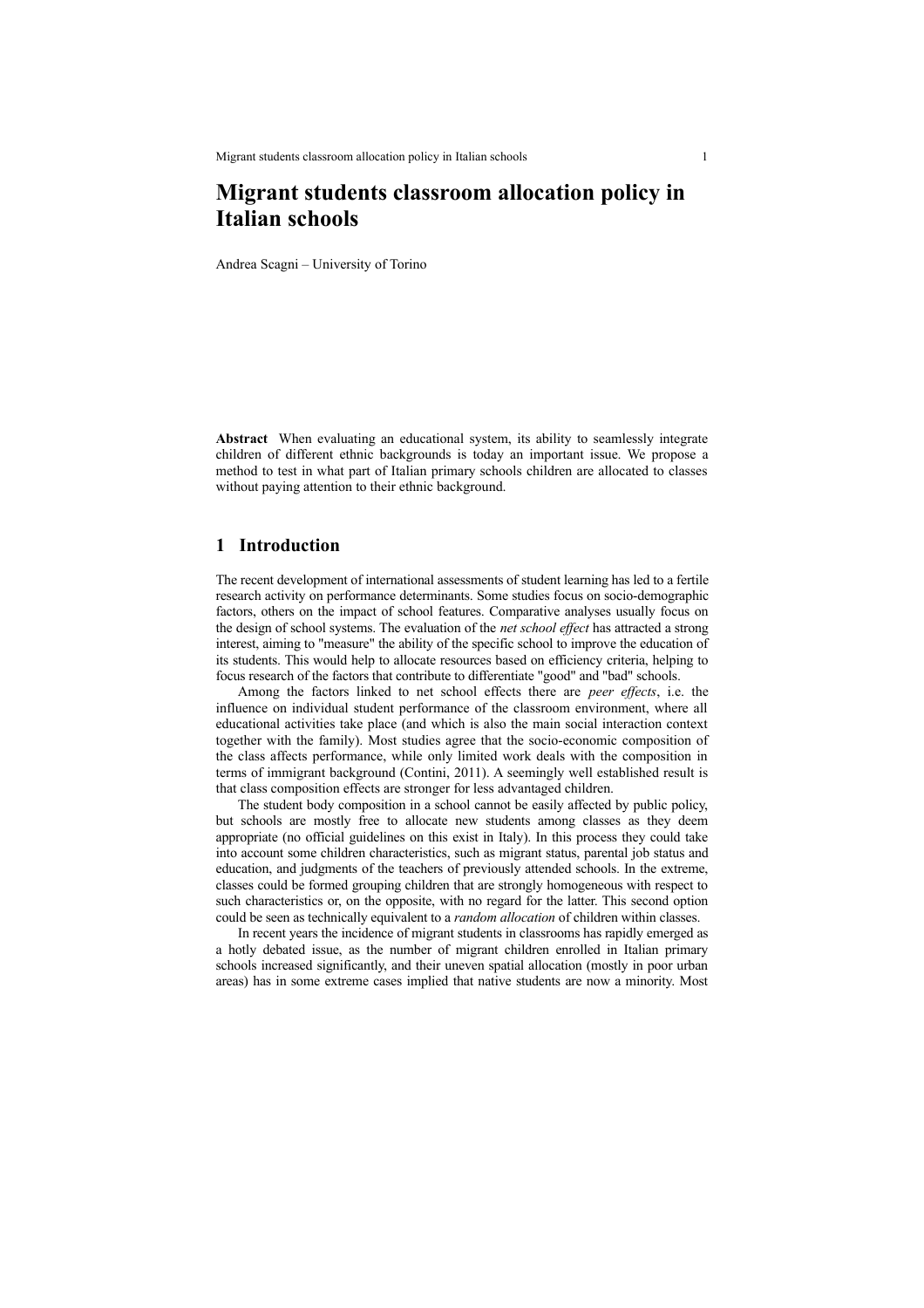# Migrant students classroom allocation policy in Italian schools

Andrea Scagni – University of Torino

**Abstract** When evaluating an educational system, its ability to seamlessly integrate children of different ethnic backgrounds is today an important issue. We propose a method to test in what part of Italian primary schools children are allocated to classes without paying attention to their ethnic background.

## 1 Introduction

The recent development of international assessments of student learning has led to a fertile research activity on performance determinants. Some studies focus on socio-demographic factors, others on the impact of school features. Comparative analyses usually focus on the design of school systems. The evaluation of the *net school effect* has attracted a strong interest, aiming to "measure" the ability of the specific school to improve the education of its students. This would help to allocate resources based on efficiency criteria, helping to focus research of the factors that contribute to differentiate "good" and "bad" schools.

Among the factors linked to net school effects there are *peer effects*, i.e. the influence on individual student performance of the classroom environment, where all educational activities take place (and which is also the main social interaction context together with the family). Most studies agree that the socio-economic composition of the class affects performance, while only limited work deals with the composition in terms of immigrant background (Contini, 2011). A seemingly well established result is that class composition effects are stronger for less advantaged children.

The student body composition in a school cannot be easily affected by public policy, but schools are mostly free to allocate new students among classes as they deem appropriate (no official guidelines on this exist in Italy). In this process they could take into account some children characteristics, such as migrant status, parental job status and education, and judgments of the teachers of previously attended schools. In the extreme, classes could be formed grouping children that are strongly homogeneous with respect to such characteristics or, on the opposite, with no regard for the latter. This second option could be seen as technically equivalent to a *random allocation* of children within classes.

In recent years the incidence of migrant students in classrooms has rapidly emerged as a hotly debated issue, as the number of migrant children enrolled in Italian primary schools increased significantly, and their uneven spatial allocation (mostly in poor urban areas) has in some extreme cases implied that native students are now a minority. Most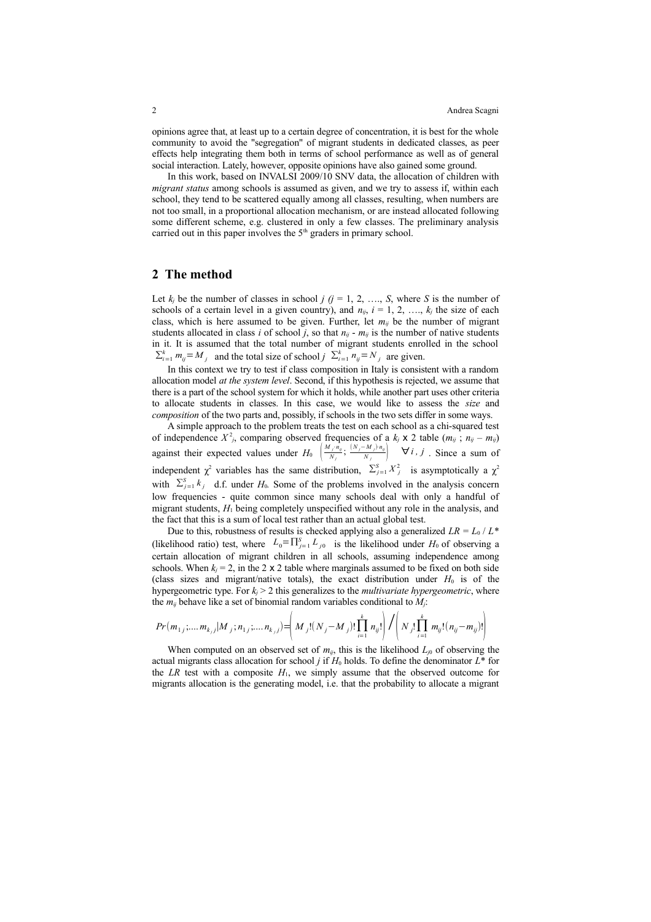opinions agree that, at least up to a certain degree of concentration, it is best for the whole community to avoid the "segregation" of migrant students in dedicated classes, as peer effects help integrating them both in terms of school performance as well as of general social interaction. Lately, however, opposite opinions have also gained some ground.

In this work, based on INVALSI 2009/10 SNV data, the allocation of children with *migrant status* among schools is assumed as given, and we try to assess if, within each school, they tend to be scattered equally among all classes, resulting, when numbers are not too small, in a proportional allocation mechanism, or are instead allocated following some different scheme, e.g. clustered in only a few classes. The preliminary analysis carried out in this paper involves the 5th graders in primary school.

## 2 The method

Let $k_j$ be the number of classes in school $j$ ($j$ = 1, 2, …., $S$, where $S$ is the number of schools of a certain level in a given country), and $n_{ij}$, $i$ = 1, 2, …., $k_j$ the size of each class, which is here assumed to be given. Further, let $m_{ij}$ be the number of migrant students allocated in class $i$ of school $j$, so that $n_{ij}$ - $m_{ij}$ is the number of native students in it. It is assumed that the total number of migrant students enrolled in the school $\sum_{i=1}^{k} m_{ij} = M_j$ and the total size of school $j$ $\sum_{i=1}^{k} n_{ij} = N_j$ are given.

In this context we try to test if class composition in Italy is consistent with a random allocation model *at the system level*. Second, if this hypothesis is rejected, we assume that there is a part of the school system for which it holds, while another part uses other criteria to allocate students in classes. In this case, we would like to assess the *size* and *composition* of the two parts and, possibly, if schools in the two sets differ in some ways.

A simple approach to the problem treats the test on each school as a chi-squared test of independence $X^2_j$, comparing observed frequencies of a $k_j$ x 2 table ($m_{ij}$ ; $n_{ij} - m_{ij}$) against their expected values under $H_0$ $\left( \frac{M_j \cdot n_{ij}}{N_j} ; \frac{(N_j - M_j) \cdot n_{ij}}{N_j} \right) \quad \forall i, j$. Since a sum of independent $\chi^2$ variables has the same distribution, $\sum_{j=1}^{S} X_j^2$ is asymptotically a $\chi^2$ with $\sum_{j=1}^{S} k_j$ d.f. under $H_0$. Some of the problems involved in the analysis concern low frequencies - quite common since many schools deal with only a handful of migrant students, $H_1$ being completely unspecified without any role in the analysis, and the fact that this is a sum of local test rather than an actual global test.

Due to this, robustness of results is checked applying also a generalized $LR = L_0 / L^*$ (likelihood ratio) test, where $L_0 = \prod_{j=1}^{S} L_{j0}$ is the likelihood under $H_0$ of observing a certain allocation of migrant children in all schools, assuming independence among schools. When $k_j$ = 2, in the 2 x 2 table where marginals assumed to be fixed on both side (class sizes and migrant/native totals), the exact distribution under $H_0$ is of the hypergeometric type. For $k_j$ > 2 this generalizes to the *multivariate hypergeometric*, where the $m_{ij}$ behave like a set of binomial random variables conditional to $M_j$:

$$Pr(m_{1j};\ldots m_{k_j j} | M_j; n_{1j};\ldots n_{k_j j}) = \left( M_j!(N_j - M_j)! \prod_{i=1}^{k} n_{ij}! \right) \Big/ \left( N_j! \prod_{i=1}^{k} m_{ij}!(n_{ij} - m_{ij})! \right)$$

When computed on an observed set of $m_{ij}$, this is the likelihood $L_{j0}$ of observing the actual migrants class allocation for school $j$ if $H_0$ holds. To define the denominator $L^*$ for the $LR$ test with a composite $H_1$, we simply assume that the observed outcome for migrants allocation is the generating model, i.e. that the probability to allocate a migrant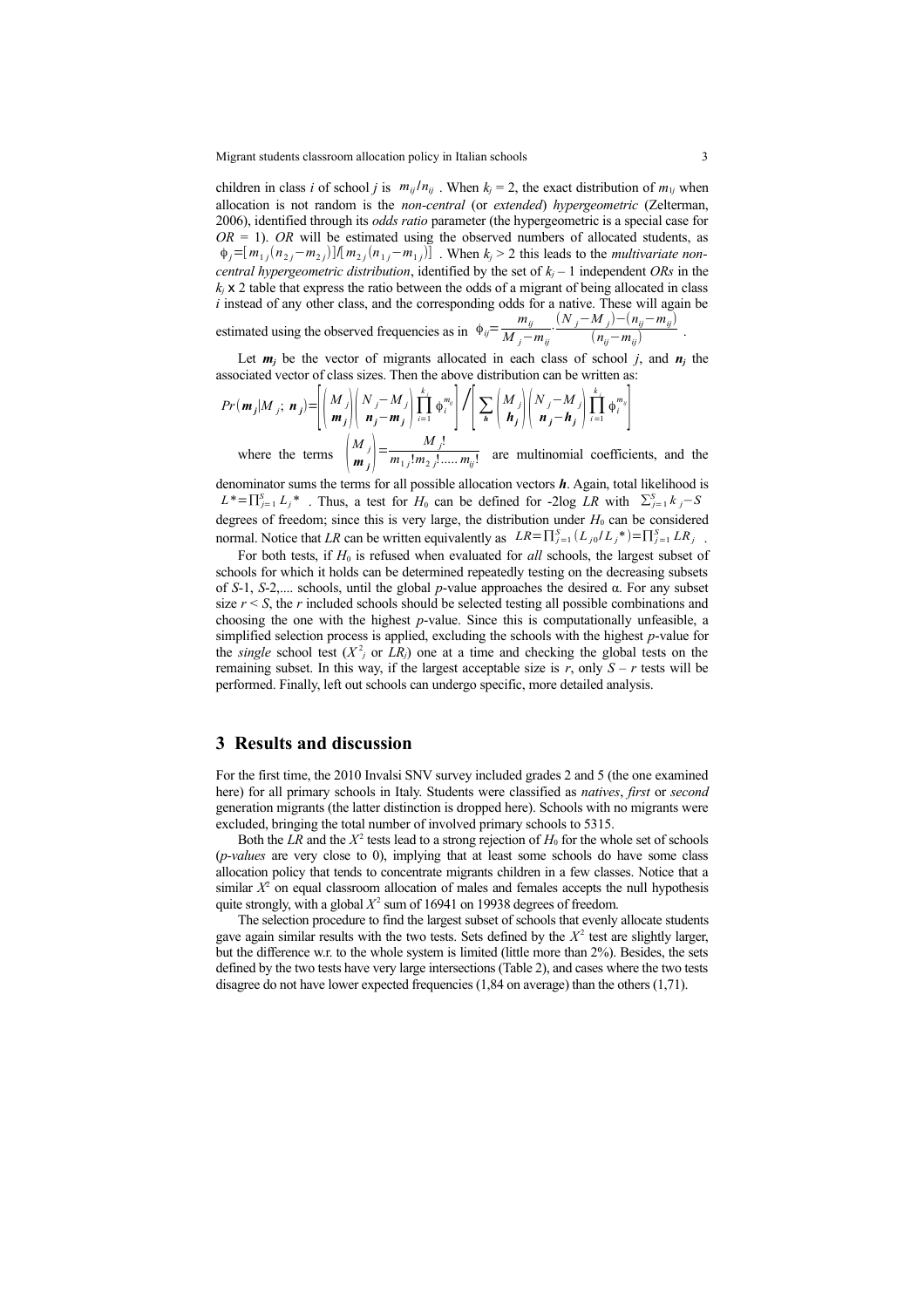children in class $i$ of school $j$ is $m_{ij}/n_{ij}$ . When $k_j = 2$, the exact distribution of $m_{1j}$ when allocation is not random is the *non-central* (or *extended*) *hypergeometric* (Zelterman, 2006), identified through its *odds ratio* parameter (the hypergeometric is a special case for $OR = 1$). *OR* will be estimated using the observed numbers of allocated students, as $\phi_j = [m_{1j}(n_{2j} - m_{2j})]/[m_{2j}(n_{1j} - m_{1j})]$ . When $k_j > 2$ this leads to the *multivariate non-central hypergeometric distribution*, identified by the set of $k_j - 1$ independent *ORs* in the $k_j$ x 2 table that express the ratio between the odds of a migrant of being allocated in class $i$ instead of any other class, and the corresponding odds for a native. These will again be estimated using the observed frequencies as in $\phi_{ij} = \frac{m_{ij}}{M_j - m_{ij}} \cdot \frac{(N_j - M_j) - (n_{ij} - m_{ij})}{(n_{ij} - m_{ij})}$ .

Let $\boldsymbol{m_j}$ be the vector of migrants allocated in each class of school $j$, and $\boldsymbol{n_j}$ the associated vector of class sizes. Then the above distribution can be written as:

$$Pr(\boldsymbol{m_j}|M_j;\, \boldsymbol{n_j}) = \left[\binom{M_j}{\boldsymbol{m_j}}\binom{N_j - M_j}{\boldsymbol{n_j} - \boldsymbol{m_j}}\prod_{i=1}^{k_j}\phi_i^{m_{ij}}\right] \Bigg/ \left[\sum_{\boldsymbol{h}}\binom{M_j}{\boldsymbol{h_j}}\binom{N_j - M_j}{\boldsymbol{n_j} - \boldsymbol{h_j}}\prod_{i=1}^{k_j}\phi_i^{m_{ij}}\right]$$

where the terms $\binom{M_j}{\boldsymbol{m_j}} = \frac{M_j!}{m_{1j}!m_{2j}!.....m_{ij}!}$ are multinomial coefficients, and the denominator sums the terms for all possible allocation vectors $\boldsymbol{h}$. Again, total likelihood is $L^* = \prod_{j=1}^{S} L_j^*$ . Thus, a test for $H_0$ can be defined for -2log *LR* with $\sum_{j=1}^{S} k_j - S$ degrees of freedom; since this is very large, the distribution under $H_0$ can be considered normal. Notice that *LR* can be written equivalently as $LR = \prod_{j=1}^{S}(L_{j0}/L_j^*) = \prod_{j=1}^{S} LR_j$ .

For both tests, if $H_0$ is refused when evaluated for *all* schools, the largest subset of schools for which it holds can be determined repeatedly testing on the decreasing subsets of *S*-1, *S*-2,.... schools, until the global *p*-value approaches the desired α. For any subset size $r < S$, the $r$ included schools should be selected testing all possible combinations and choosing the one with the highest *p*-value. Since this is computationally unfeasible, a simplified selection process is applied, excluding the schools with the highest *p*-value for the *single* school test ($X^2_j$ or $LR_j$) one at a time and checking the global tests on the remaining subset. In this way, if the largest acceptable size is $r$, only $S - r$ tests will be performed. Finally, left out schools can undergo specific, more detailed analysis.

## 3 Results and discussion

For the first time, the 2010 Invalsi SNV survey included grades 2 and 5 (the one examined here) for all primary schools in Italy. Students were classified as *natives*, *first* or *second* generation migrants (the latter distinction is dropped here). Schools with no migrants were excluded, bringing the total number of involved primary schools to 5315.

Both the *LR* and the $X^2$ tests lead to a strong rejection of $H_0$ for the whole set of schools (*p-values* are very close to 0), implying that at least some schools do have some class allocation policy that tends to concentrate migrants children in a few classes. Notice that a similar $X^2$ on equal classroom allocation of males and females accepts the null hypothesis quite strongly, with a global $X^2$ sum of 16941 on 19938 degrees of freedom.

The selection procedure to find the largest subset of schools that evenly allocate students gave again similar results with the two tests. Sets defined by the $X^2$ test are slightly larger, but the difference w.r.t. the whole system is limited (little more than 2%). Besides, the sets defined by the two tests have very large intersections (Table 2), and cases where the two tests disagree do not have lower expected frequencies (1,84 on average) than the others (1,71).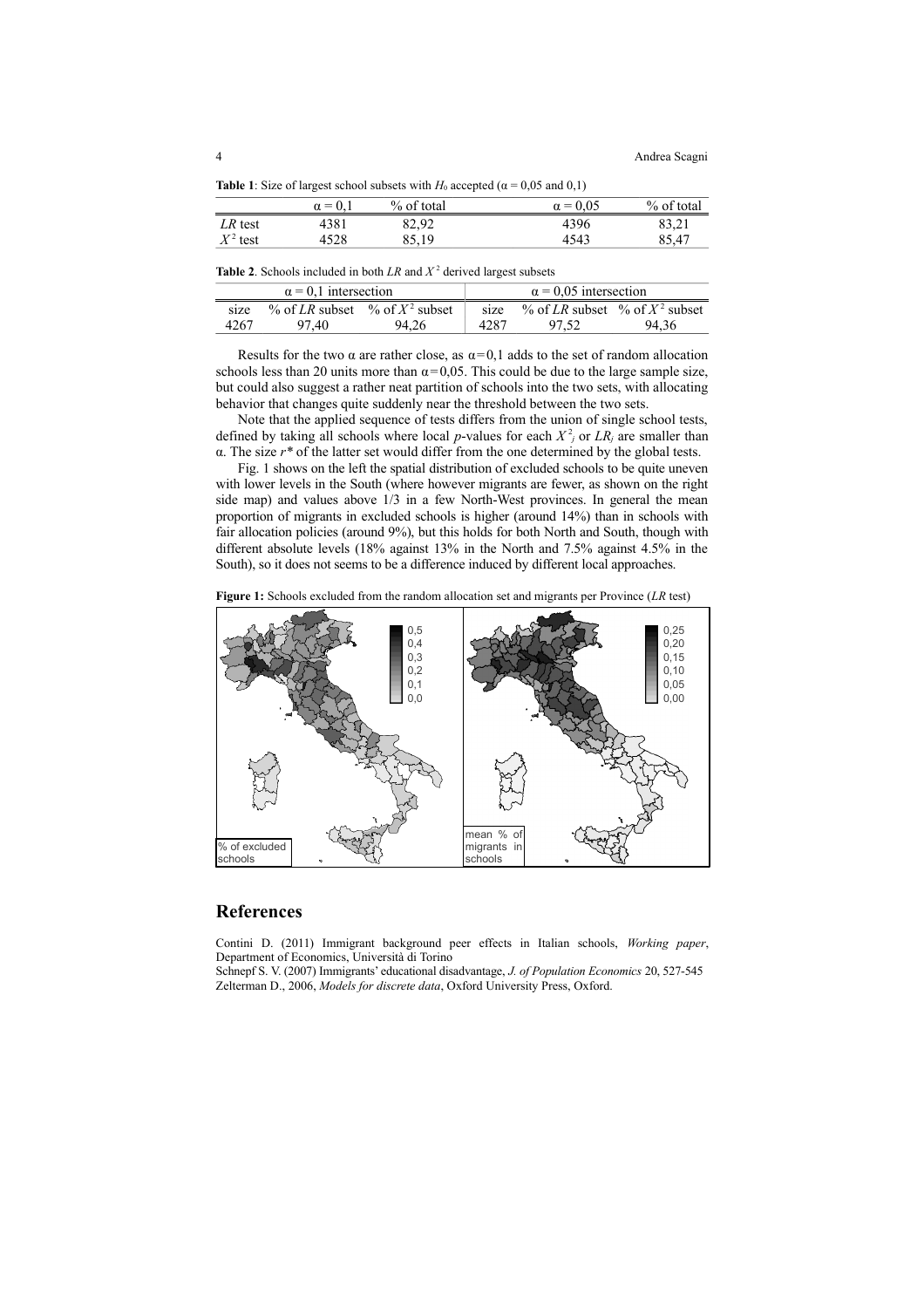**Table 1**: Size of largest school subsets with $H_0$ accepted ($\alpha = 0,05$ and $0,1$)

| | $\alpha = 0,1$ | % of total | $\alpha = 0,05$ | % of total |
|---|---|---|---|---|
| *LR* test | 4381 | 82,92 | 4396 | 83,21 |
| $X^2$ test | 4528 | 85,19 | 4543 | 85,47 |

**Table 2**. Schools included in both *LR* and $X^2$ derived largest subsets

| $\alpha = 0,1$ intersection | | | $\alpha = 0,05$ intersection | | |
|---|---|---|---|---|---|
| size | % of *LR* subset | % of $X^2$ subset | size | % of *LR* subset | % of $X^2$ subset |
| 4267 | 97,40 | 94,26 | 4287 | 97,52 | 94,36 |

Results for the two $\alpha$ are rather close, as $\alpha=0,1$ adds to the set of random allocation schools less than 20 units more than $\alpha=0,05$. This could be due to the large sample size, but could also suggest a rather neat partition of schools into the two sets, with allocating behavior that changes quite suddenly near the threshold between the two sets.

Note that the applied sequence of tests differs from the union of single school tests, defined by taking all schools where local *p*-values for each $X^2_j$ or $LR_j$ are smaller than $\alpha$. The size $r^*$ of the latter set would differ from the one determined by the global tests.

Fig. 1 shows on the left the spatial distribution of excluded schools to be quite uneven with lower levels in the South (where however migrants are fewer, as shown on the right side map) and values above 1/3 in a few North-West provinces. In general the mean proportion of migrants in excluded schools is higher (around 14%) than in schools with fair allocation policies (around 9%), but this holds for both North and South, though with different absolute levels (18% against 13% in the North and 7.5% against 4.5% in the South), so it does not seems to be a difference induced by different local approaches.

**Figure 1:** Schools excluded from the random allocation set and migrants per Province (*LR* test)

0,5
0,4
0,3
0,2
0,1
0,0

% of excluded schools

0,25
0,20
0,15
0,10
0,05
0,00

mean % of migrants in schools

## References

Contini D. (2011) Immigrant background peer effects in Italian schools, *Working paper*, Department of Economics, Università di Torino

Schnepf S. V. (2007) Immigrants' educational disadvantage, *J. of Population Economics* 20, 527-545

Zelterman D., 2006, *Models for discrete data*, Oxford University Press, Oxford.